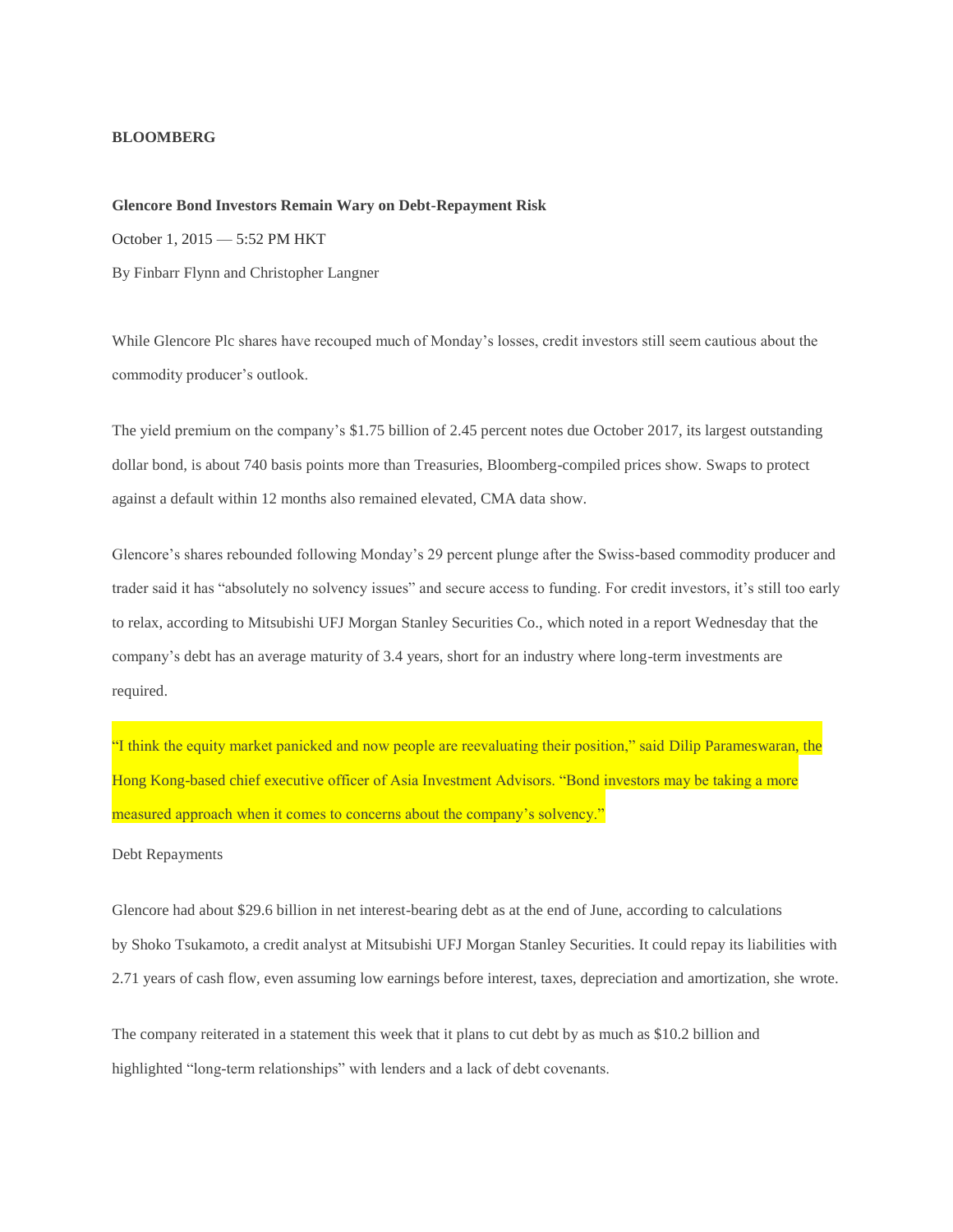**BLOOMBERG**

**Glencore Bond Investors Remain Wary on Debt-Repayment Risk**

October 1, 2015 — 5:52 PM HKT

By Finbarr Flynn and Christopher Langner

While Glencore Plc shares have recouped much of Monday's losses, credit investors still seem cautious about the commodity producer's outlook.

The yield premium on the company's $1.75 billion of 2.45 percent notes due October 2017, its largest outstanding dollar bond, is about 740 basis points more than Treasuries, Bloomberg-compiled prices show. Swaps to protect against a default within 12 months also remained elevated, CMA data show.

Glencore's shares rebounded following Monday's 29 percent plunge after the Swiss-based commodity producer and trader said it has "absolutely no solvency issues" and secure access to funding. For credit investors, it's still too early to relax, according to Mitsubishi UFJ Morgan Stanley Securities Co., which noted in a report Wednesday that the company's debt has an average maturity of 3.4 years, short for an industry where long-term investments are required.

"I think the equity market panicked and now people are reevaluating their position," said Dilip Parameswaran, the Hong Kong-based chief executive officer of Asia Investment Advisors. "Bond investors may be taking a more measured approach when it comes to concerns about the company's solvency."

Debt Repayments

Glencore had about $29.6 billion in net interest-bearing debt as at the end of June, according to calculations by Shoko Tsukamoto, a credit analyst at Mitsubishi UFJ Morgan Stanley Securities. It could repay its liabilities with 2.71 years of cash flow, even assuming low earnings before interest, taxes, depreciation and amortization, she wrote.

The company reiterated in a statement this week that it plans to cut debt by as much as $10.2 billion and highlighted "long-term relationships" with lenders and a lack of debt covenants.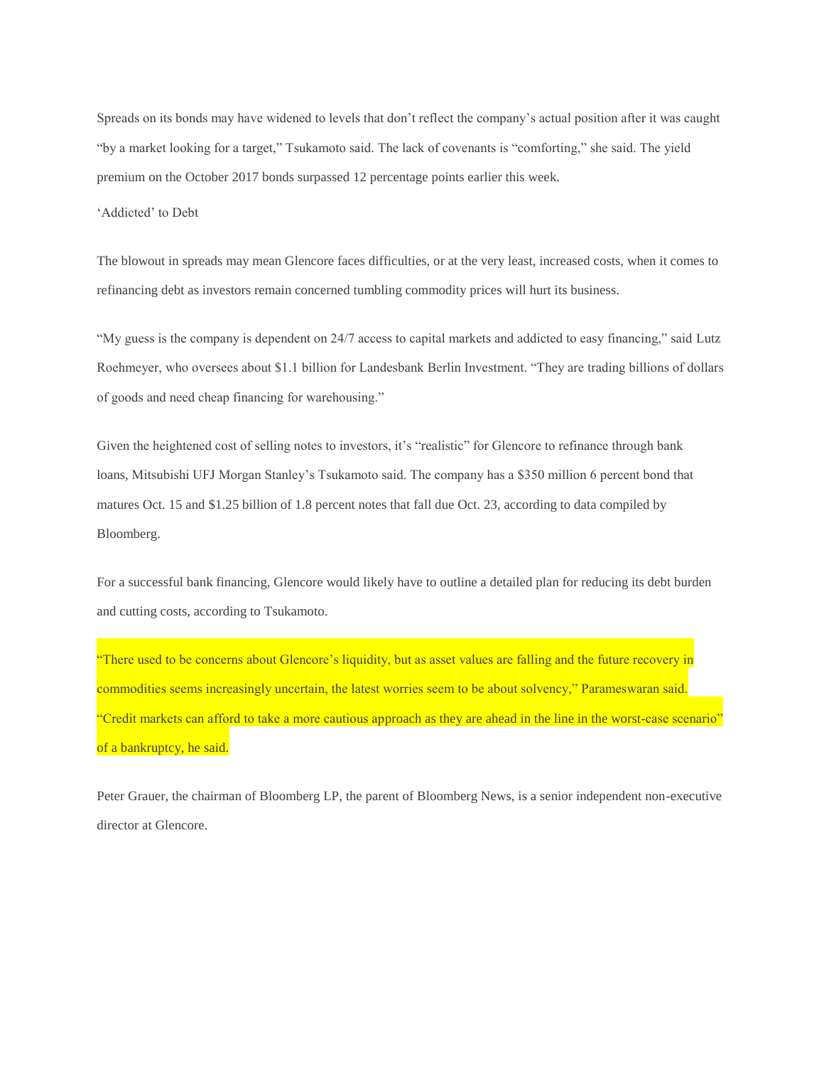Spreads on its bonds may have widened to levels that don't reflect the company's actual position after it was caught "by a market looking for a target," Tsukamoto said. The lack of covenants is "comforting," she said. The yield premium on the October 2017 bonds surpassed 12 percentage points earlier this week.

## 'Addicted' to Debt

The blowout in spreads may mean Glencore faces difficulties, or at the very least, increased costs, when it comes to refinancing debt as investors remain concerned tumbling commodity prices will hurt its business.

"My guess is the company is dependent on 24/7 access to capital markets and addicted to easy financing," said Lutz Roehmeyer, who oversees about $1.1 billion for Landesbank Berlin Investment. "They are trading billions of dollars of goods and need cheap financing for warehousing."

Given the heightened cost of selling notes to investors, it's "realistic" for Glencore to refinance through bank loans, Mitsubishi UFJ Morgan Stanley's Tsukamoto said. The company has a $350 million 6 percent bond that matures Oct. 15 and $1.25 billion of 1.8 percent notes that fall due Oct. 23, according to data compiled by Bloomberg.

For a successful bank financing, Glencore would likely have to outline a detailed plan for reducing its debt burden and cutting costs, according to Tsukamoto.

"There used to be concerns about Glencore's liquidity, but as asset values are falling and the future recovery in commodities seems increasingly uncertain, the latest worries seem to be about solvency," Parameswaran said. "Credit markets can afford to take a more cautious approach as they are ahead in the line in the worst-case scenario" of a bankruptcy, he said.

Peter Grauer, the chairman of Bloomberg LP, the parent of Bloomberg News, is a senior independent non-executive director at Glencore.